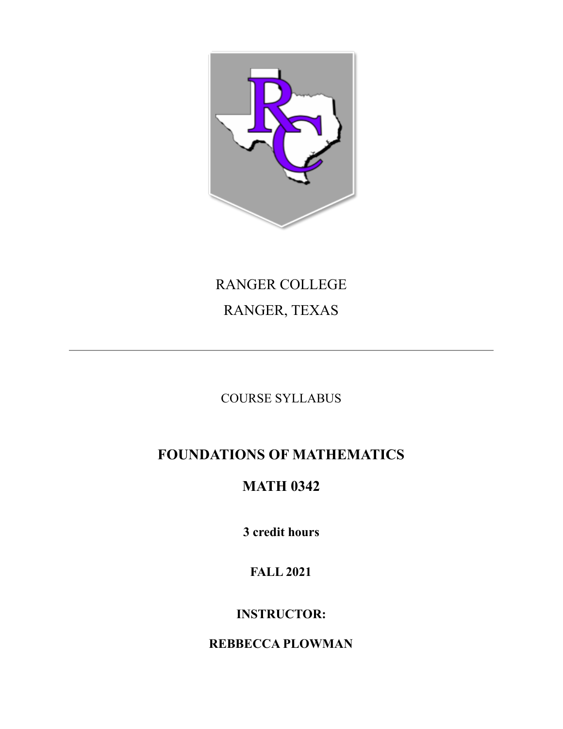RANGER COLLEGE

RANGER, TEXAS

---

COURSE SYLLABUS

# FOUNDATIONS OF MATHEMATICS

# MATH 0342

**3 credit hours**

**FALL 2021**

**INSTRUCTOR:**

**REBBECCA PLOWMAN**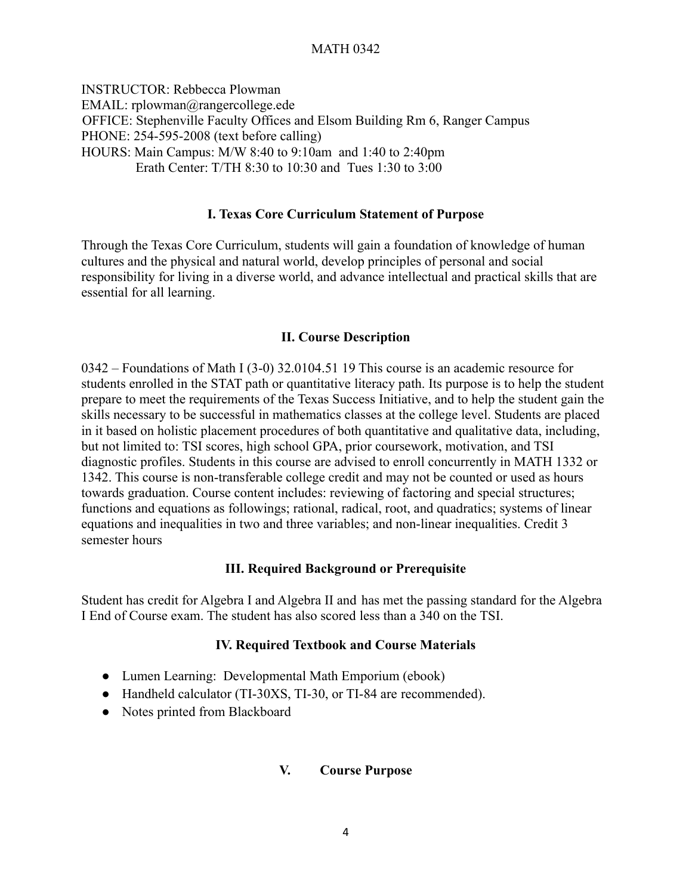MATH 0342

INSTRUCTOR: Rebbecca Plowman
EMAIL: rplowman@rangercollege.ede
OFFICE: Stephenville Faculty Offices and Elsom Building Rm 6, Ranger Campus
PHONE: 254-595-2008 (text before calling)
HOURS: Main Campus: M/W 8:40 to 9:10am and 1:40 to 2:40pm
Erath Center: T/TH 8:30 to 10:30 and Tues 1:30 to 3:00

## I. Texas Core Curriculum Statement of Purpose

Through the Texas Core Curriculum, students will gain a foundation of knowledge of human cultures and the physical and natural world, develop principles of personal and social responsibility for living in a diverse world, and advance intellectual and practical skills that are essential for all learning.

## II. Course Description

0342 – Foundations of Math I (3-0) 32.0104.51 19 This course is an academic resource for students enrolled in the STAT path or quantitative literacy path. Its purpose is to help the student prepare to meet the requirements of the Texas Success Initiative, and to help the student gain the skills necessary to be successful in mathematics classes at the college level. Students are placed in it based on holistic placement procedures of both quantitative and qualitative data, including, but not limited to: TSI scores, high school GPA, prior coursework, motivation, and TSI diagnostic profiles. Students in this course are advised to enroll concurrently in MATH 1332 or 1342. This course is non-transferable college credit and may not be counted or used as hours towards graduation. Course content includes: reviewing of factoring and special structures; functions and equations as followings; rational, radical, root, and quadratics; systems of linear equations and inequalities in two and three variables; and non-linear inequalities. Credit 3 semester hours

## III. Required Background or Prerequisite

Student has credit for Algebra I and Algebra II and has met the passing standard for the Algebra I End of Course exam. The student has also scored less than a 340 on the TSI.

## IV. Required Textbook and Course Materials

- Lumen Learning: Developmental Math Emporium (ebook)
- Handheld calculator (TI-30XS, TI-30, or TI-84 are recommended).
- Notes printed from Blackboard

## V. Course Purpose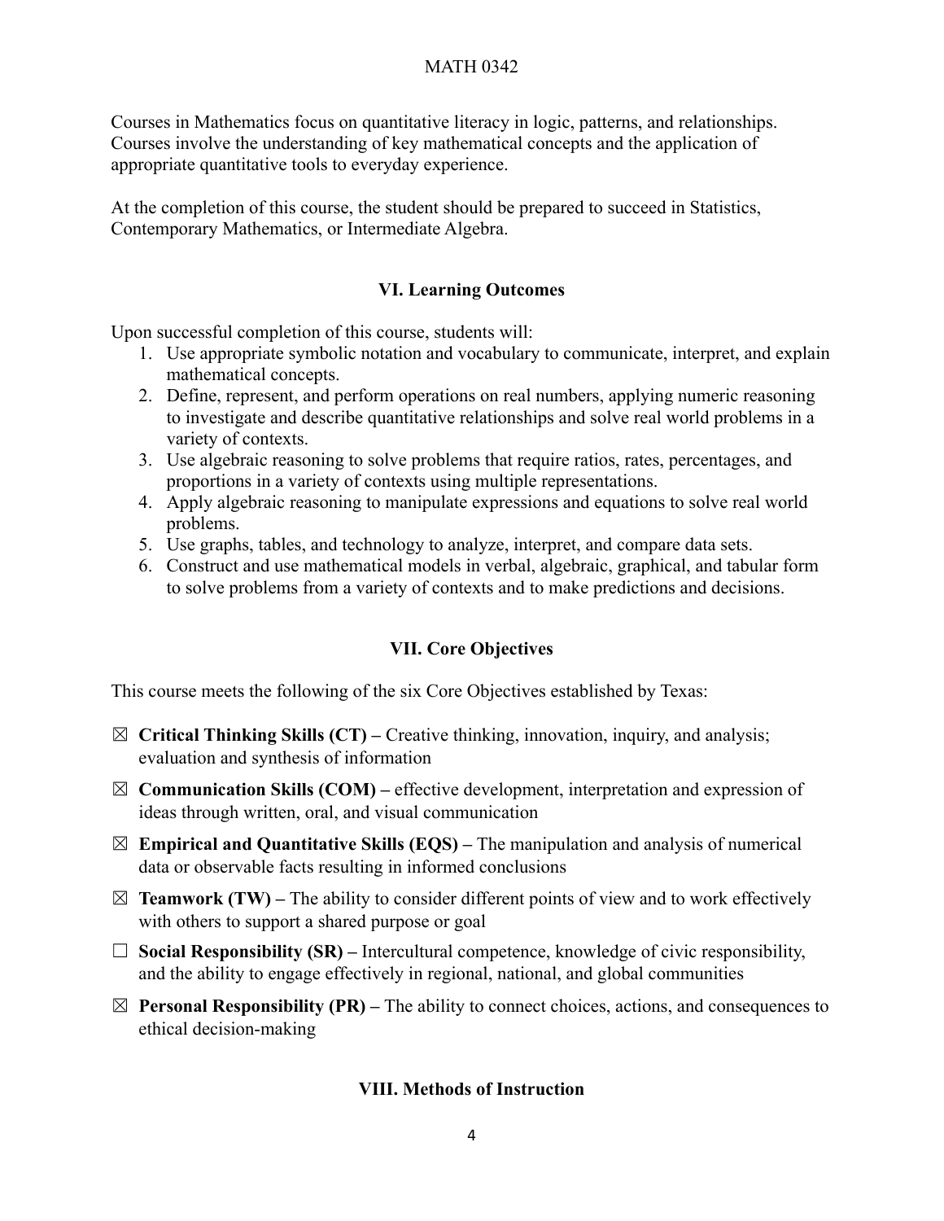Courses in Mathematics focus on quantitative literacy in logic, patterns, and relationships. Courses involve the understanding of key mathematical concepts and the application of appropriate quantitative tools to everyday experience.

At the completion of this course, the student should be prepared to succeed in Statistics, Contemporary Mathematics, or Intermediate Algebra.

## VI. Learning Outcomes

Upon successful completion of this course, students will:

1. Use appropriate symbolic notation and vocabulary to communicate, interpret, and explain mathematical concepts.
2. Define, represent, and perform operations on real numbers, applying numeric reasoning to investigate and describe quantitative relationships and solve real world problems in a variety of contexts.
3. Use algebraic reasoning to solve problems that require ratios, rates, percentages, and proportions in a variety of contexts using multiple representations.
4. Apply algebraic reasoning to manipulate expressions and equations to solve real world problems.
5. Use graphs, tables, and technology to analyze, interpret, and compare data sets.
6. Construct and use mathematical models in verbal, algebraic, graphical, and tabular form to solve problems from a variety of contexts and to make predictions and decisions.

## VII. Core Objectives

This course meets the following of the six Core Objectives established by Texas:

- ☒ **Critical Thinking Skills (CT) –** Creative thinking, innovation, inquiry, and analysis; evaluation and synthesis of information
- ☒ **Communication Skills (COM) –** effective development, interpretation and expression of ideas through written, oral, and visual communication
- ☒ **Empirical and Quantitative Skills (EQS) –** The manipulation and analysis of numerical data or observable facts resulting in informed conclusions
- ☒ **Teamwork (TW) –** The ability to consider different points of view and to work effectively with others to support a shared purpose or goal
- ☐ **Social Responsibility (SR) –** Intercultural competence, knowledge of civic responsibility, and the ability to engage effectively in regional, national, and global communities
- ☒ **Personal Responsibility (PR) –** The ability to connect choices, actions, and consequences to ethical decision-making

## VIII. Methods of Instruction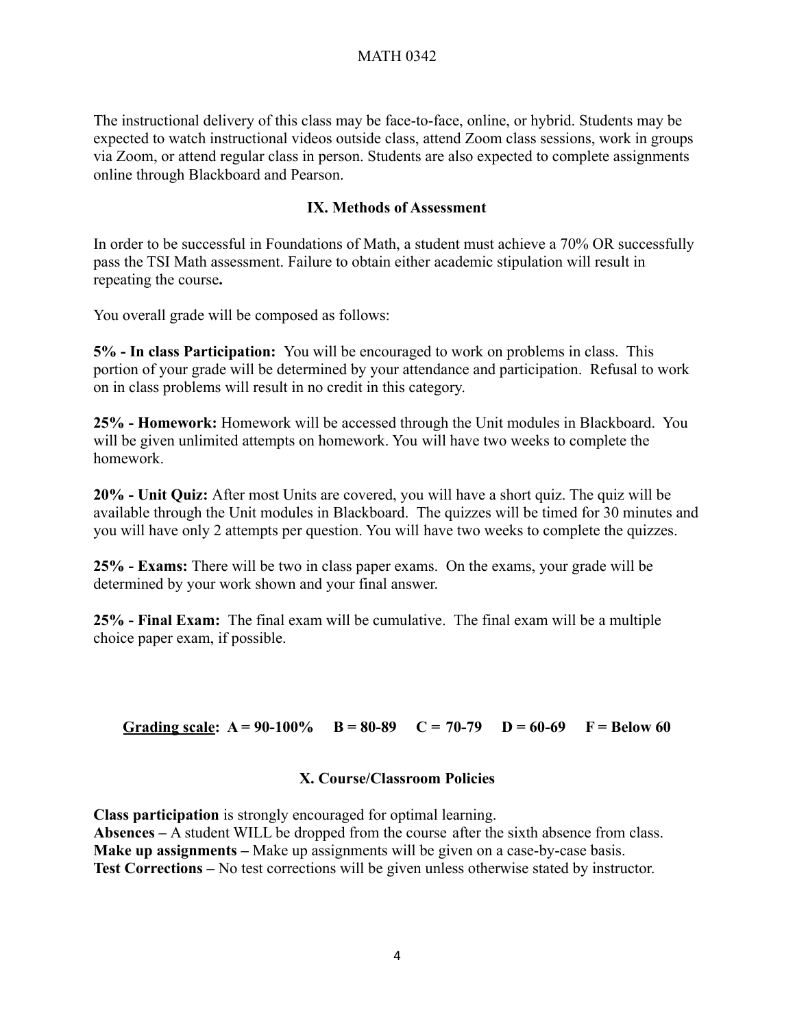The instructional delivery of this class may be face-to-face, online, or hybrid. Students may be expected to watch instructional videos outside class, attend Zoom class sessions, work in groups via Zoom, or attend regular class in person. Students are also expected to complete assignments online through Blackboard and Pearson.

## IX. Methods of Assessment

In order to be successful in Foundations of Math, a student must achieve a 70% OR successfully pass the TSI Math assessment. Failure to obtain either academic stipulation will result in repeating the course**.**

You overall grade will be composed as follows:

**5% - In class Participation:** You will be encouraged to work on problems in class. This portion of your grade will be determined by your attendance and participation. Refusal to work on in class problems will result in no credit in this category.

**25% - Homework:** Homework will be accessed through the Unit modules in Blackboard. You will be given unlimited attempts on homework. You will have two weeks to complete the homework.

**20% - Unit Quiz:** After most Units are covered, you will have a short quiz. The quiz will be available through the Unit modules in Blackboard. The quizzes will be timed for 30 minutes and you will have only 2 attempts per question. You will have two weeks to complete the quizzes.

**25% - Exams:** There will be two in class paper exams. On the exams, your grade will be determined by your work shown and your final answer.

**25% - Final Exam:** The final exam will be cumulative. The final exam will be a multiple choice paper exam, if possible.

**Grading scale: A = 90-100% B = 80-89 C = 70-79 D = 60-69 F = Below 60**

## X. Course/Classroom Policies

**Class participation** is strongly encouraged for optimal learning.
**Absences –** A student WILL be dropped from the course after the sixth absence from class.
**Make up assignments –** Make up assignments will be given on a case-by-case basis.
**Test Corrections –** No test corrections will be given unless otherwise stated by instructor.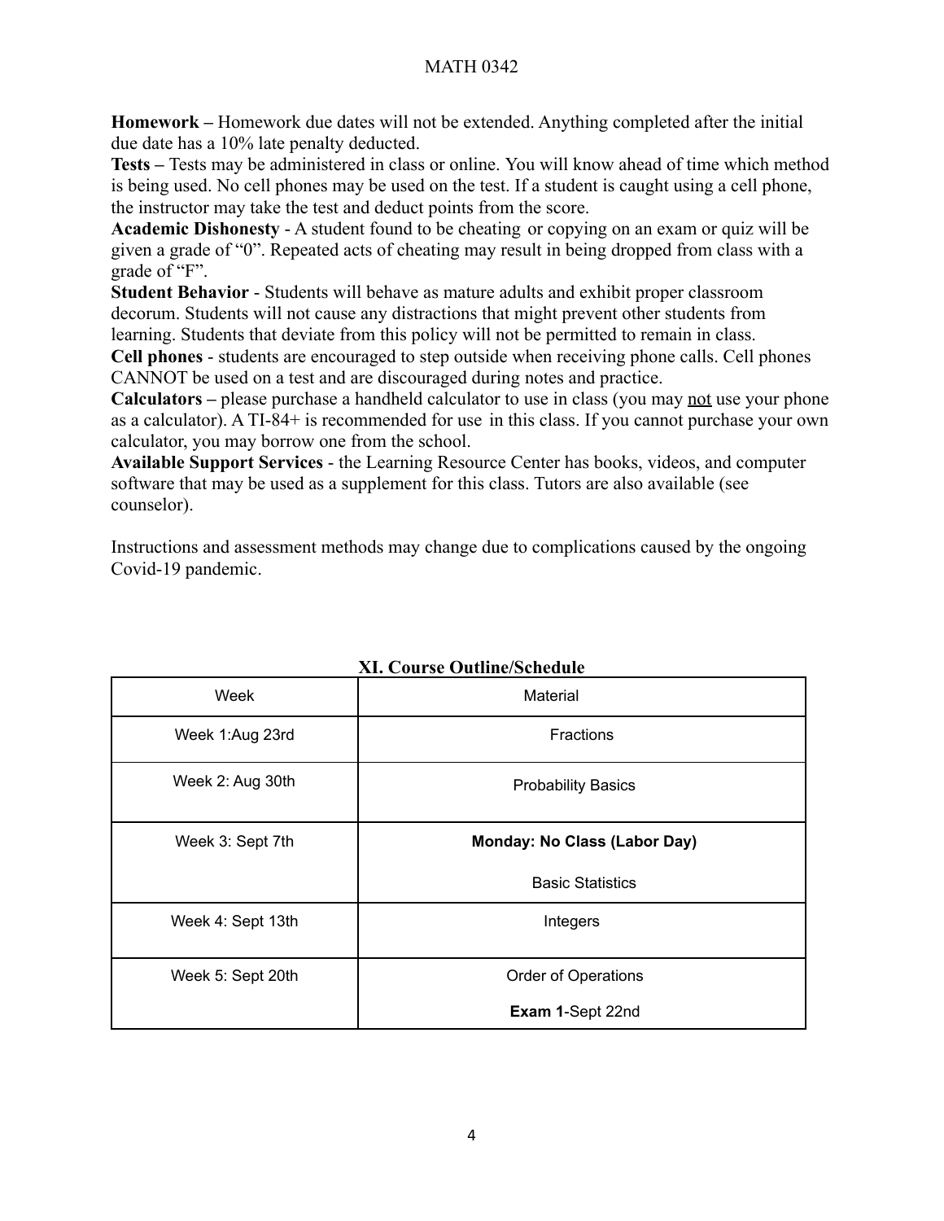**Homework –** Homework due dates will not be extended. Anything completed after the initial due date has a 10% late penalty deducted.
**Tests –** Tests may be administered in class or online. You will know ahead of time which method is being used. No cell phones may be used on the test. If a student is caught using a cell phone, the instructor may take the test and deduct points from the score.
**Academic Dishonesty** - A student found to be cheating or copying on an exam or quiz will be given a grade of "0". Repeated acts of cheating may result in being dropped from class with a grade of "F".
**Student Behavior** - Students will behave as mature adults and exhibit proper classroom decorum. Students will not cause any distractions that might prevent other students from learning. Students that deviate from this policy will not be permitted to remain in class.
**Cell phones** - students are encouraged to step outside when receiving phone calls. Cell phones CANNOT be used on a test and are discouraged during notes and practice.
**Calculators –** please purchase a handheld calculator to use in class (you may <u>not</u> use your phone as a calculator). A TI-84+ is recommended for use in this class. If you cannot purchase your own calculator, you may borrow one from the school.
**Available Support Services** - the Learning Resource Center has books, videos, and computer software that may be used as a supplement for this class. Tutors are also available (see counselor).

Instructions and assessment methods may change due to complications caused by the ongoing Covid-19 pandemic.

## XI. Course Outline/Schedule

| Week | Material |
|---|---|
| Week 1:Aug 23rd | Fractions |
| Week 2: Aug 30th | Probability Basics |
| Week 3: Sept 7th | **Monday: No Class (Labor Day)**<br>Basic Statistics |
| Week 4: Sept 13th | Integers |
| Week 5: Sept 20th | Order of Operations<br>**Exam 1**-Sept 22nd |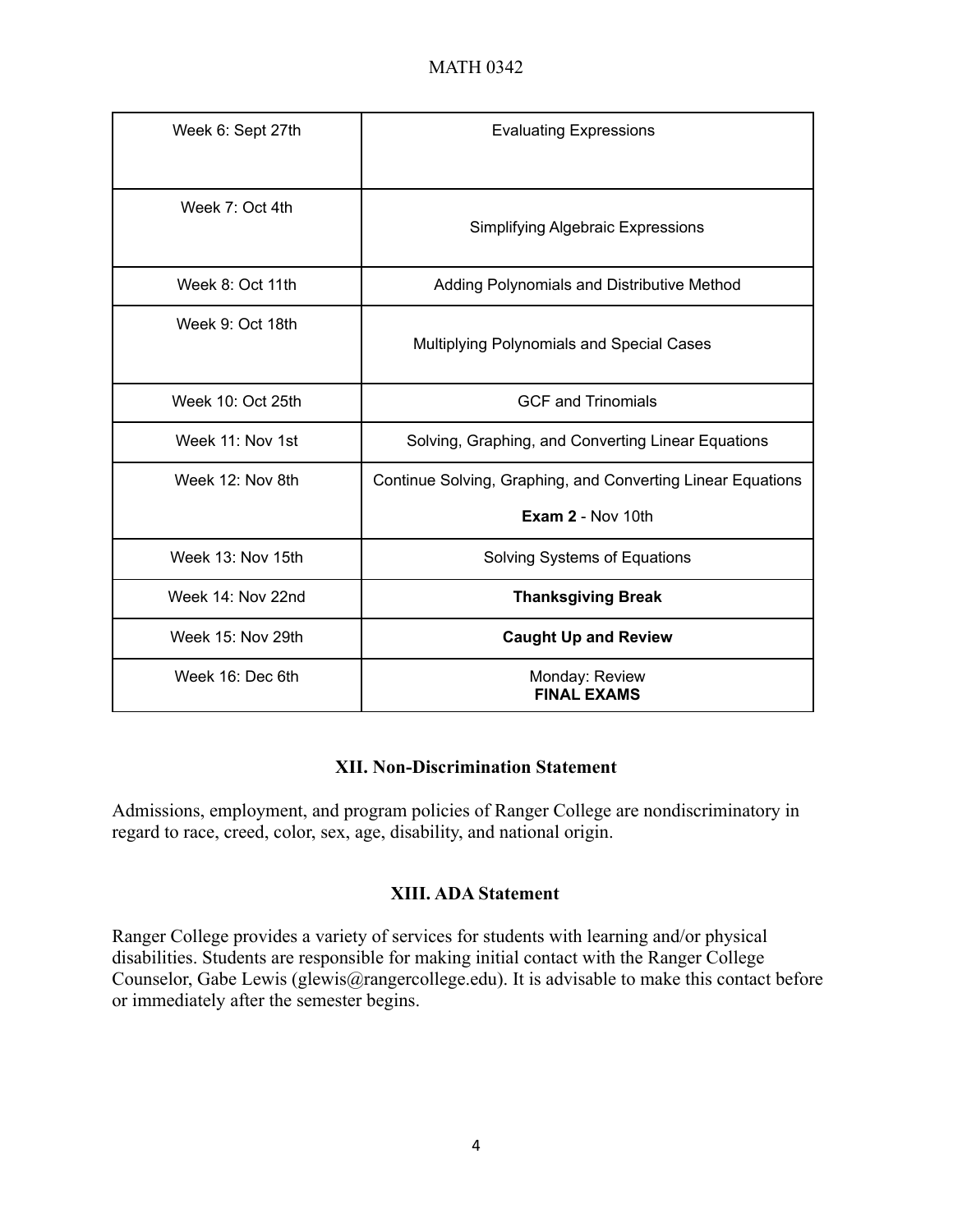| | |
|---|---|
| Week 6: Sept 27th | Evaluating Expressions |
| Week 7: Oct 4th | Simplifying Algebraic Expressions |
| Week 8: Oct 11th | Adding Polynomials and Distributive Method |
| Week 9: Oct 18th | Multiplying Polynomials and Special Cases |
| Week 10: Oct 25th | GCF and Trinomials |
| Week 11: Nov 1st | Solving, Graphing, and Converting Linear Equations |
| Week 12: Nov 8th | Continue Solving, Graphing, and Converting Linear Equations<br>**Exam 2** - Nov 10th |
| Week 13: Nov 15th | Solving Systems of Equations |
| Week 14: Nov 22nd | **Thanksgiving Break** |
| Week 15: Nov 29th | **Caught Up and Review** |
| Week 16: Dec 6th | Monday: Review<br>**FINAL EXAMS** |

## XII. Non-Discrimination Statement

Admissions, employment, and program policies of Ranger College are nondiscriminatory in regard to race, creed, color, sex, age, disability, and national origin.

## XIII. ADA Statement

Ranger College provides a variety of services for students with learning and/or physical disabilities. Students are responsible for making initial contact with the Ranger College Counselor, Gabe Lewis (glewis@rangercollege.edu). It is advisable to make this contact before or immediately after the semester begins.